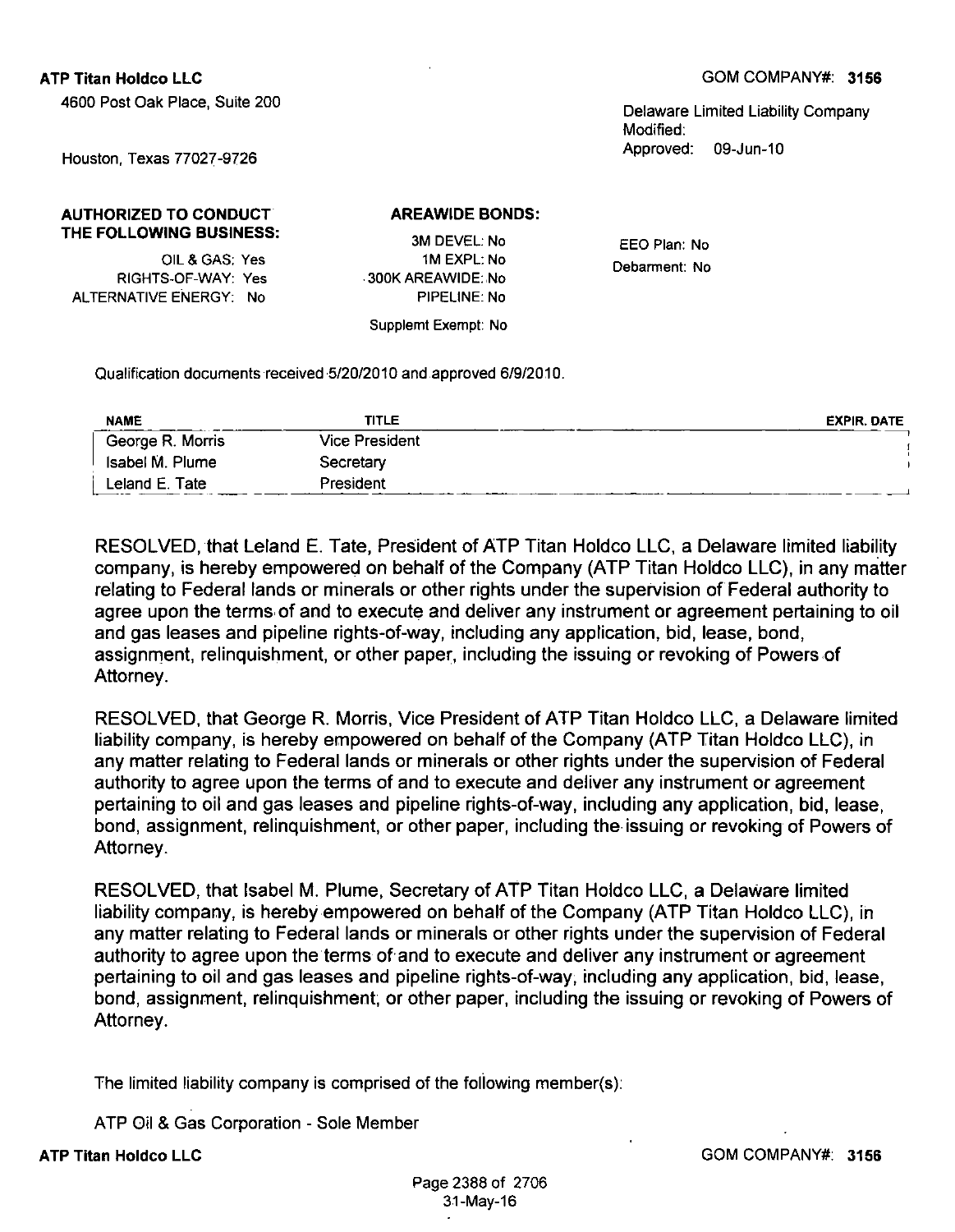**ATP Titan Holdco LLC**

4600 Post Oak Place, Suite 200

Houston, Texas 77027-9726

GOM COMPANY#: **3156**

Delaware Limited Liability Company
Modified:
Approved: 09-Jun-10

**AUTHORIZED TO CONDUCT THE FOLLOWING BUSINESS:**

OIL & GAS: Yes
RIGHTS-OF-WAY: Yes
ALTERNATIVE ENERGY: No

**AREAWIDE BONDS:**

3M DEVEL: No
1M EXPL: No
300K AREAWIDE: No
PIPELINE: No

Supplemt Exempt: No

EEO Plan: No
Debarment: No

Qualification documents received 5/20/2010 and approved 6/9/2010.

| NAME | TITLE | EXPIR. DATE |
|---|---|---|
| George R. Morris | Vice President | |
| Isabel M. Plume | Secretary | |
| Leland E. Tate | President | |

RESOLVED, that Leland E. Tate, President of ATP Titan Holdco LLC, a Delaware limited liability company, is hereby empowered on behalf of the Company (ATP Titan Holdco LLC), in any matter relating to Federal lands or minerals or other rights under the supervision of Federal authority to agree upon the terms of and to execute and deliver any instrument or agreement pertaining to oil and gas leases and pipeline rights-of-way, including any application, bid, lease, bond, assignment, relinquishment, or other paper, including the issuing or revoking of Powers of Attorney.

RESOLVED, that George R. Morris, Vice President of ATP Titan Holdco LLC, a Delaware limited liability company, is hereby empowered on behalf of the Company (ATP Titan Holdco LLC), in any matter relating to Federal lands or minerals or other rights under the supervision of Federal authority to agree upon the terms of and to execute and deliver any instrument or agreement pertaining to oil and gas leases and pipeline rights-of-way, including any application, bid, lease, bond, assignment, relinquishment, or other paper, including the issuing or revoking of Powers of Attorney.

RESOLVED, that Isabel M. Plume, Secretary of ATP Titan Holdco LLC, a Delaware limited liability company, is hereby empowered on behalf of the Company (ATP Titan Holdco LLC), in any matter relating to Federal lands or minerals or other rights under the supervision of Federal authority to agree upon the terms of and to execute and deliver any instrument or agreement pertaining to oil and gas leases and pipeline rights-of-way, including any application, bid, lease, bond, assignment, relinquishment, or other paper, including the issuing or revoking of Powers of Attorney.

The limited liability company is comprised of the following member(s):

ATP Oil & Gas Corporation - Sole Member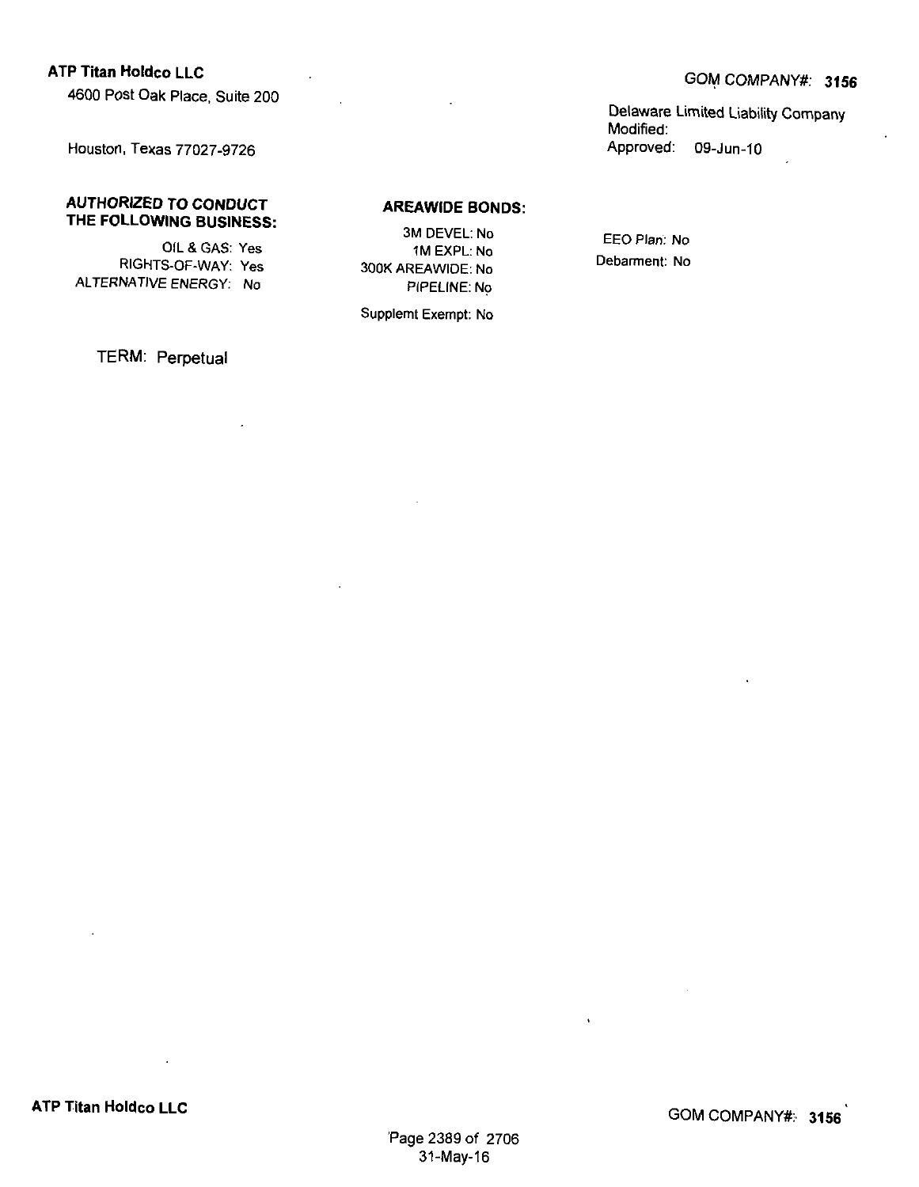**ATP Titan Holdco LLC**

4600 Post Oak Place, Suite 200

Houston, Texas 77027-9726

GOM COMPANY#: **3156**

Delaware Limited Liability Company
Modified:
Approved: 09-Jun-10

**AUTHORIZED TO CONDUCT THE FOLLOWING BUSINESS:**

OIL & GAS: Yes
RIGHTS-OF-WAY: Yes
ALTERNATIVE ENERGY: No

**AREAWIDE BONDS:**

3M DEVEL: No
1M EXPL: No
300K AREAWIDE: No
PIPELINE: No

Supplemt Exempt: No

EEO Plan: No
Debarment: No

TERM: Perpetual